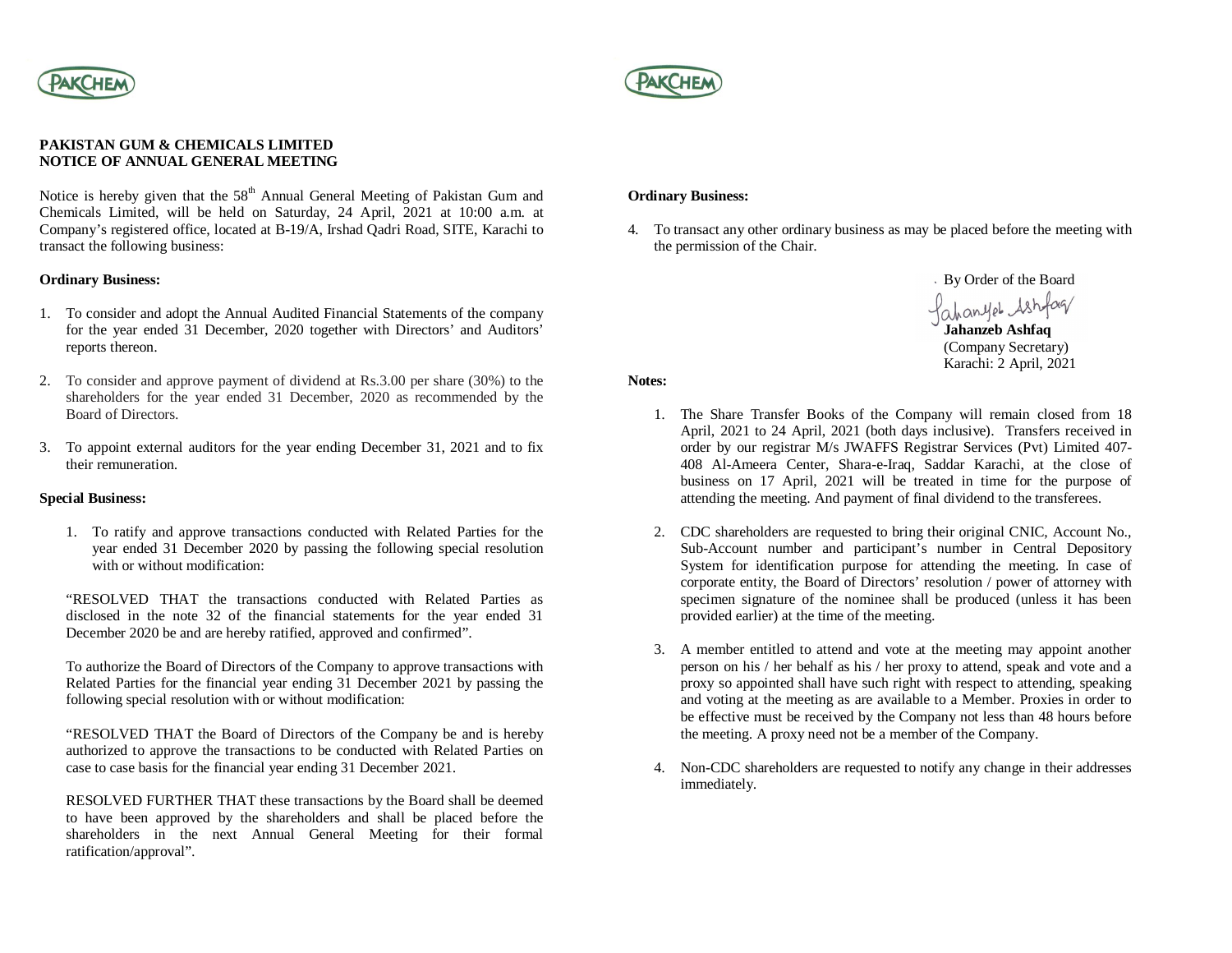**PAKISTAN GUM & CHEMICALS LIMITED**
**NOTICE OF ANNUAL GENERAL MEETING**

Notice is hereby given that the 58th Annual General Meeting of Pakistan Gum and Chemicals Limited, will be held on Saturday, 24 April, 2021 at 10:00 a.m. at Company's registered office, located at B-19/A, Irshad Qadri Road, SITE, Karachi to transact the following business:

**Ordinary Business:**

1. To consider and adopt the Annual Audited Financial Statements of the company for the year ended 31 December, 2020 together with Directors' and Auditors' reports thereon.

2. To consider and approve payment of dividend at Rs.3.00 per share (30%) to the shareholders for the year ended 31 December, 2020 as recommended by the Board of Directors.

3. To appoint external auditors for the year ending December 31, 2021 and to fix their remuneration.

**Special Business:**

1. To ratify and approve transactions conducted with Related Parties for the year ended 31 December 2020 by passing the following special resolution with or without modification:

"RESOLVED THAT the transactions conducted with Related Parties as disclosed in the note 32 of the financial statements for the year ended 31 December 2020 be and are hereby ratified, approved and confirmed".

To authorize the Board of Directors of the Company to approve transactions with Related Parties for the financial year ending 31 December 2021 by passing the following special resolution with or without modification:

"RESOLVED THAT the Board of Directors of the Company be and is hereby authorized to approve the transactions to be conducted with Related Parties on case to case basis for the financial year ending 31 December 2021.

RESOLVED FURTHER THAT these transactions by the Board shall be deemed to have been approved by the shareholders and shall be placed before the shareholders in the next Annual General Meeting for their formal ratification/approval".

**Ordinary Business:**

4. To transact any other ordinary business as may be placed before the meeting with the permission of the Chair.

By Order of the Board

**Jahanzeb Ashfaq**
(Company Secretary)
Karachi: 2 April, 2021

**Notes:**

1. The Share Transfer Books of the Company will remain closed from 18 April, 2021 to 24 April, 2021 (both days inclusive). Transfers received in order by our registrar M/s JWAFFS Registrar Services (Pvt) Limited 407-408 Al-Ameera Center, Shara-e-Iraq, Saddar Karachi, at the close of business on 17 April, 2021 will be treated in time for the purpose of attending the meeting. And payment of final dividend to the transferees.

2. CDC shareholders are requested to bring their original CNIC, Account No., Sub-Account number and participant's number in Central Depository System for identification purpose for attending the meeting. In case of corporate entity, the Board of Directors' resolution / power of attorney with specimen signature of the nominee shall be produced (unless it has been provided earlier) at the time of the meeting.

3. A member entitled to attend and vote at the meeting may appoint another person on his / her behalf as his / her proxy to attend, speak and vote and a proxy so appointed shall have such right with respect to attending, speaking and voting at the meeting as are available to a Member. Proxies in order to be effective must be received by the Company not less than 48 hours before the meeting. A proxy need not be a member of the Company.

4. Non-CDC shareholders are requested to notify any change in their addresses immediately.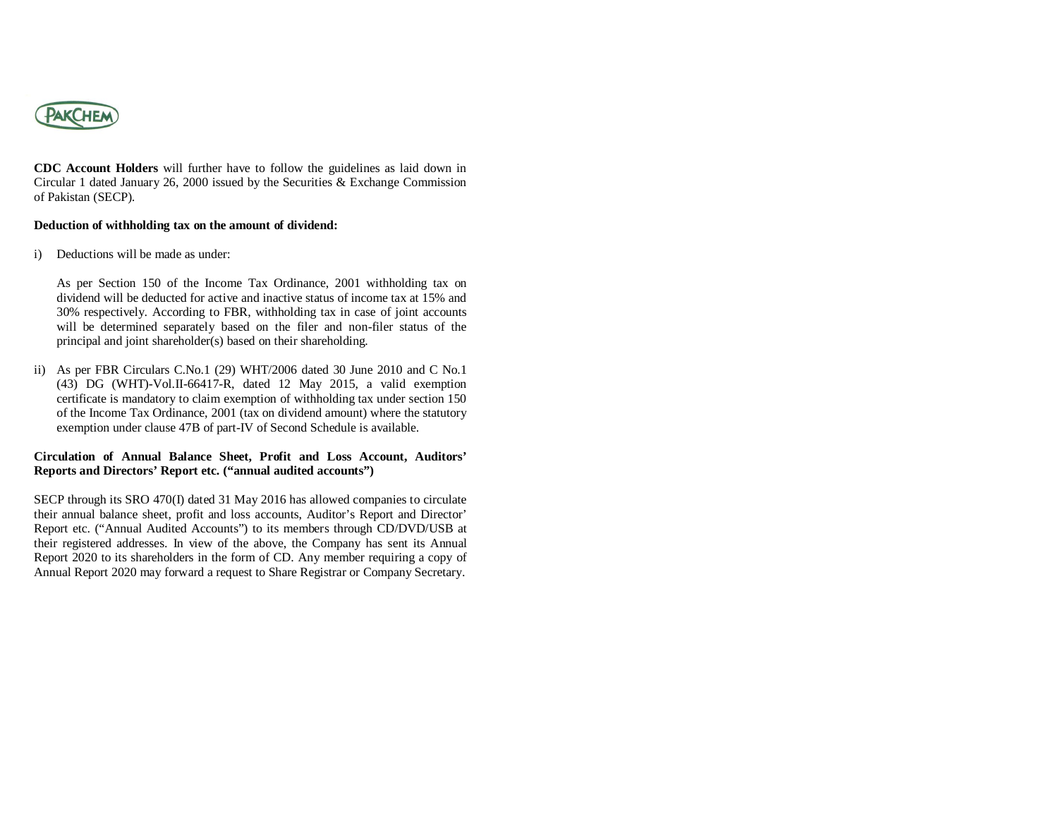**CDC Account Holders** will further have to follow the guidelines as laid down in Circular 1 dated January 26, 2000 issued by the Securities & Exchange Commission of Pakistan (SECP).

**Deduction of withholding tax on the amount of dividend:**

i) Deductions will be made as under:

   As per Section 150 of the Income Tax Ordinance, 2001 withholding tax on dividend will be deducted for active and inactive status of income tax at 15% and 30% respectively. According to FBR, withholding tax in case of joint accounts will be determined separately based on the filer and non-filer status of the principal and joint shareholder(s) based on their shareholding.

ii) As per FBR Circulars C.No.1 (29) WHT/2006 dated 30 June 2010 and C No.1 (43) DG (WHT)-Vol.II-66417-R, dated 12 May 2015, a valid exemption certificate is mandatory to claim exemption of withholding tax under section 150 of the Income Tax Ordinance, 2001 (tax on dividend amount) where the statutory exemption under clause 47B of part-IV of Second Schedule is available.

**Circulation of Annual Balance Sheet, Profit and Loss Account, Auditors' Reports and Directors' Report etc. ("annual audited accounts")**

SECP through its SRO 470(I) dated 31 May 2016 has allowed companies to circulate their annual balance sheet, profit and loss accounts, Auditor's Report and Director' Report etc. ("Annual Audited Accounts") to its members through CD/DVD/USB at their registered addresses. In view of the above, the Company has sent its Annual Report 2020 to its shareholders in the form of CD. Any member requiring a copy of Annual Report 2020 may forward a request to Share Registrar or Company Secretary.